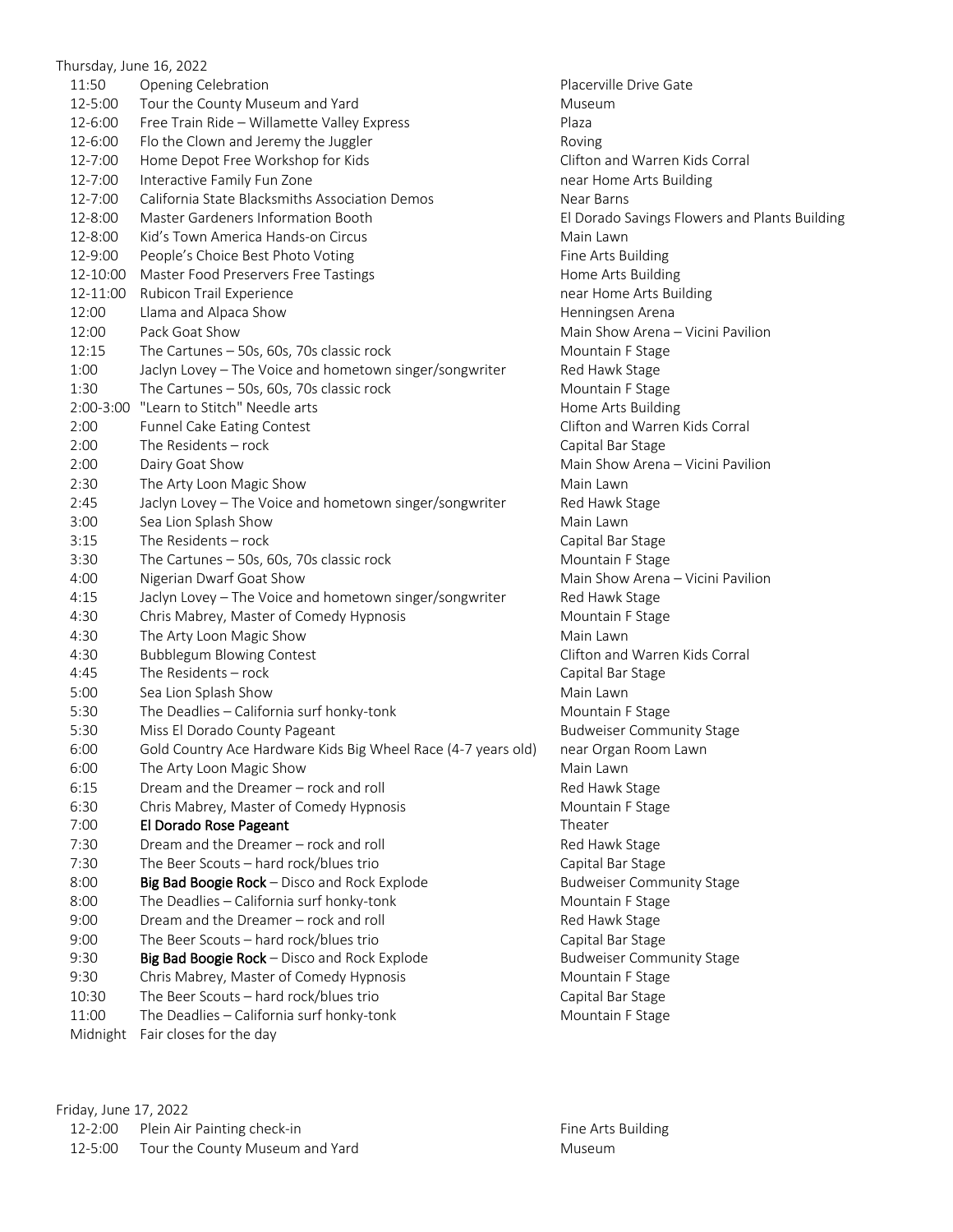Thursday, June 16, 2022

| Time | Event | Location |
|---|---|---|
| 11:50 | Opening Celebration | Placerville Drive Gate |
| 12-5:00 | Tour the County Museum and Yard | Museum |
| 12-6:00 | Free Train Ride – Willamette Valley Express | Plaza |
| 12-6:00 | Flo the Clown and Jeremy the Juggler | Roving |
| 12-7:00 | Home Depot Free Workshop for Kids | Clifton and Warren Kids Corral |
| 12-7:00 | Interactive Family Fun Zone | near Home Arts Building |
| 12-7:00 | California State Blacksmiths Association Demos | Near Barns |
| 12-8:00 | Master Gardeners Information Booth | El Dorado Savings Flowers and Plants Building |
| 12-8:00 | Kid's Town America Hands-on Circus | Main Lawn |
| 12-9:00 | People's Choice Best Photo Voting | Fine Arts Building |
| 12-10:00 | Master Food Preservers Free Tastings | Home Arts Building |
| 12-11:00 | Rubicon Trail Experience | near Home Arts Building |
| 12:00 | Llama and Alpaca Show | Henningsen Arena |
| 12:00 | Pack Goat Show | Main Show Arena – Vicini Pavilion |
| 12:15 | The Cartunes – 50s, 60s, 70s classic rock | Mountain F Stage |
| 1:00 | Jaclyn Lovey – The Voice and hometown singer/songwriter | Red Hawk Stage |
| 1:30 | The Cartunes – 50s, 60s, 70s classic rock | Mountain F Stage |
| 2:00-3:00 | "Learn to Stitch" Needle arts | Home Arts Building |
| 2:00 | Funnel Cake Eating Contest | Clifton and Warren Kids Corral |
| 2:00 | The Residents – rock | Capital Bar Stage |
| 2:00 | Dairy Goat Show | Main Show Arena – Vicini Pavilion |
| 2:30 | The Arty Loon Magic Show | Main Lawn |
| 2:45 | Jaclyn Lovey – The Voice and hometown singer/songwriter | Red Hawk Stage |
| 3:00 | Sea Lion Splash Show | Main Lawn |
| 3:15 | The Residents – rock | Capital Bar Stage |
| 3:30 | The Cartunes – 50s, 60s, 70s classic rock | Mountain F Stage |
| 4:00 | Nigerian Dwarf Goat Show | Main Show Arena – Vicini Pavilion |
| 4:15 | Jaclyn Lovey – The Voice and hometown singer/songwriter | Red Hawk Stage |
| 4:30 | Chris Mabrey, Master of Comedy Hypnosis | Mountain F Stage |
| 4:30 | The Arty Loon Magic Show | Main Lawn |
| 4:30 | Bubblegum Blowing Contest | Clifton and Warren Kids Corral |
| 4:45 | The Residents – rock | Capital Bar Stage |
| 5:00 | Sea Lion Splash Show | Main Lawn |
| 5:30 | The Deadlies – California surf honky-tonk | Mountain F Stage |
| 5:30 | Miss El Dorado County Pageant | Budweiser Community Stage |
| 6:00 | Gold Country Ace Hardware Kids Big Wheel Race (4-7 years old) | near Organ Room Lawn |
| 6:00 | The Arty Loon Magic Show | Main Lawn |
| 6:15 | Dream and the Dreamer – rock and roll | Red Hawk Stage |
| 6:30 | Chris Mabrey, Master of Comedy Hypnosis | Mountain F Stage |
| 7:00 | **El Dorado Rose Pageant** | Theater |
| 7:30 | Dream and the Dreamer – rock and roll | Red Hawk Stage |
| 7:30 | The Beer Scouts – hard rock/blues trio | Capital Bar Stage |
| 8:00 | **Big Bad Boogie Rock** – Disco and Rock Explode | Budweiser Community Stage |
| 8:00 | The Deadlies – California surf honky-tonk | Mountain F Stage |
| 9:00 | Dream and the Dreamer – rock and roll | Red Hawk Stage |
| 9:00 | The Beer Scouts – hard rock/blues trio | Capital Bar Stage |
| 9:30 | **Big Bad Boogie Rock** – Disco and Rock Explode | Budweiser Community Stage |
| 9:30 | Chris Mabrey, Master of Comedy Hypnosis | Mountain F Stage |
| 10:30 | The Beer Scouts – hard rock/blues trio | Capital Bar Stage |
| 11:00 | The Deadlies – California surf honky-tonk | Mountain F Stage |
| Midnight | Fair closes for the day | |

Friday, June 17, 2022

| Time | Event | Location |
|---|---|---|
| 12-2:00 | Plein Air Painting check-in | Fine Arts Building |
| 12-5:00 | Tour the County Museum and Yard | Museum |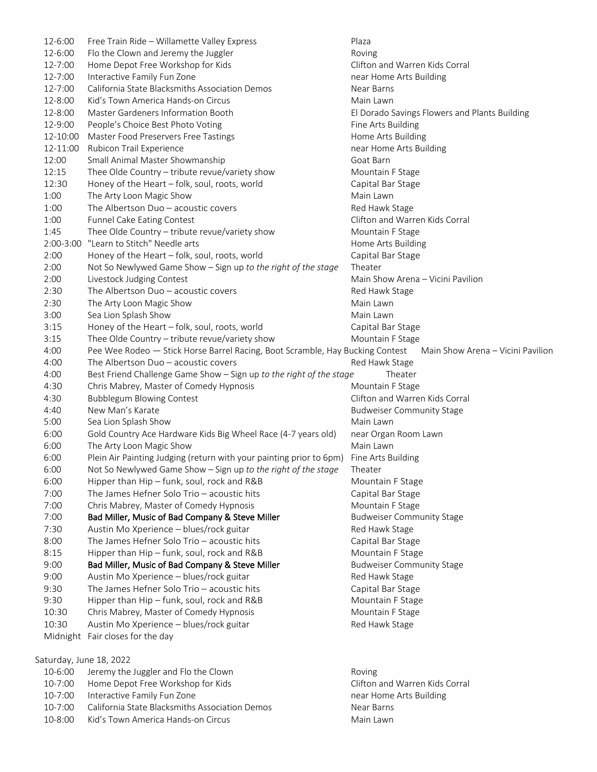| | | |
|---|---|---|
| 12-6:00 | Free Train Ride – Willamette Valley Express | Plaza |
| 12-6:00 | Flo the Clown and Jeremy the Juggler | Roving |
| 12-7:00 | Home Depot Free Workshop for Kids | Clifton and Warren Kids Corral |
| 12-7:00 | Interactive Family Fun Zone | near Home Arts Building |
| 12-7:00 | California State Blacksmiths Association Demos | Near Barns |
| 12-8:00 | Kid's Town America Hands-on Circus | Main Lawn |
| 12-8:00 | Master Gardeners Information Booth | El Dorado Savings Flowers and Plants Building |
| 12-9:00 | People's Choice Best Photo Voting | Fine Arts Building |
| 12-10:00 | Master Food Preservers Free Tastings | Home Arts Building |
| 12-11:00 | Rubicon Trail Experience | near Home Arts Building |
| 12:00 | Small Animal Master Showmanship | Goat Barn |
| 12:15 | Thee Olde Country – tribute revue/variety show | Mountain F Stage |
| 12:30 | Honey of the Heart – folk, soul, roots, world | Capital Bar Stage |
| 1:00 | The Arty Loon Magic Show | Main Lawn |
| 1:00 | The Albertson Duo – acoustic covers | Red Hawk Stage |
| 1:00 | Funnel Cake Eating Contest | Clifton and Warren Kids Corral |
| 1:45 | Thee Olde Country – tribute revue/variety show | Mountain F Stage |
| 2:00-3:00 | "Learn to Stitch" Needle arts | Home Arts Building |
| 2:00 | Honey of the Heart – folk, soul, roots, world | Capital Bar Stage |
| 2:00 | Not So Newlywed Game Show – Sign up *to the right of the stage* | Theater |
| 2:00 | Livestock Judging Contest | Main Show Arena – Vicini Pavilion |
| 2:30 | The Albertson Duo – acoustic covers | Red Hawk Stage |
| 2:30 | The Arty Loon Magic Show | Main Lawn |
| 3:00 | Sea Lion Splash Show | Main Lawn |
| 3:15 | Honey of the Heart – folk, soul, roots, world | Capital Bar Stage |
| 3:15 | Thee Olde Country – tribute revue/variety show | Mountain F Stage |
| 4:00 | Pee Wee Rodeo — Stick Horse Barrel Racing, Boot Scramble, Hay Bucking Contest | Main Show Arena – Vicini Pavilion |
| 4:00 | The Albertson Duo – acoustic covers | Red Hawk Stage |
| 4:00 | Best Friend Challenge Game Show – Sign up *to the right of the stage* | Theater |
| 4:30 | Chris Mabrey, Master of Comedy Hypnosis | Mountain F Stage |
| 4:30 | Bubblegum Blowing Contest | Clifton and Warren Kids Corral |
| 4:40 | New Man's Karate | Budweiser Community Stage |
| 5:00 | Sea Lion Splash Show | Main Lawn |
| 6:00 | Gold Country Ace Hardware Kids Big Wheel Race (4-7 years old) | near Organ Room Lawn |
| 6:00 | The Arty Loon Magic Show | Main Lawn |
| 6:00 | Plein Air Painting Judging (return with your painting prior to 6pm) | Fine Arts Building |
| 6:00 | Not So Newlywed Game Show – Sign up *to the right of the stage* | Theater |
| 6:00 | Hipper than Hip – funk, soul, rock and R&B | Mountain F Stage |
| 7:00 | The James Hefner Solo Trio – acoustic hits | Capital Bar Stage |
| 7:00 | Chris Mabrey, Master of Comedy Hypnosis | Mountain F Stage |
| 7:00 | **Bad Miller, Music of Bad Company & Steve Miller** | Budweiser Community Stage |
| 7:30 | Austin Mo Xperience – blues/rock guitar | Red Hawk Stage |
| 8:00 | The James Hefner Solo Trio – acoustic hits | Capital Bar Stage |
| 8:15 | Hipper than Hip – funk, soul, rock and R&B | Mountain F Stage |
| 9:00 | **Bad Miller, Music of Bad Company & Steve Miller** | Budweiser Community Stage |
| 9:00 | Austin Mo Xperience – blues/rock guitar | Red Hawk Stage |
| 9:30 | The James Hefner Solo Trio – acoustic hits | Capital Bar Stage |
| 9:30 | Hipper than Hip – funk, soul, rock and R&B | Mountain F Stage |
| 10:30 | Chris Mabrey, Master of Comedy Hypnosis | Mountain F Stage |
| 10:30 | Austin Mo Xperience – blues/rock guitar | Red Hawk Stage |
| Midnight | Fair closes for the day | |

Saturday, June 18, 2022

| | | |
|---|---|---|
| 10-6:00 | Jeremy the Juggler and Flo the Clown | Roving |
| 10-7:00 | Home Depot Free Workshop for Kids | Clifton and Warren Kids Corral |
| 10-7:00 | Interactive Family Fun Zone | near Home Arts Building |
| 10-7:00 | California State Blacksmiths Association Demos | Near Barns |
| 10-8:00 | Kid's Town America Hands-on Circus | Main Lawn |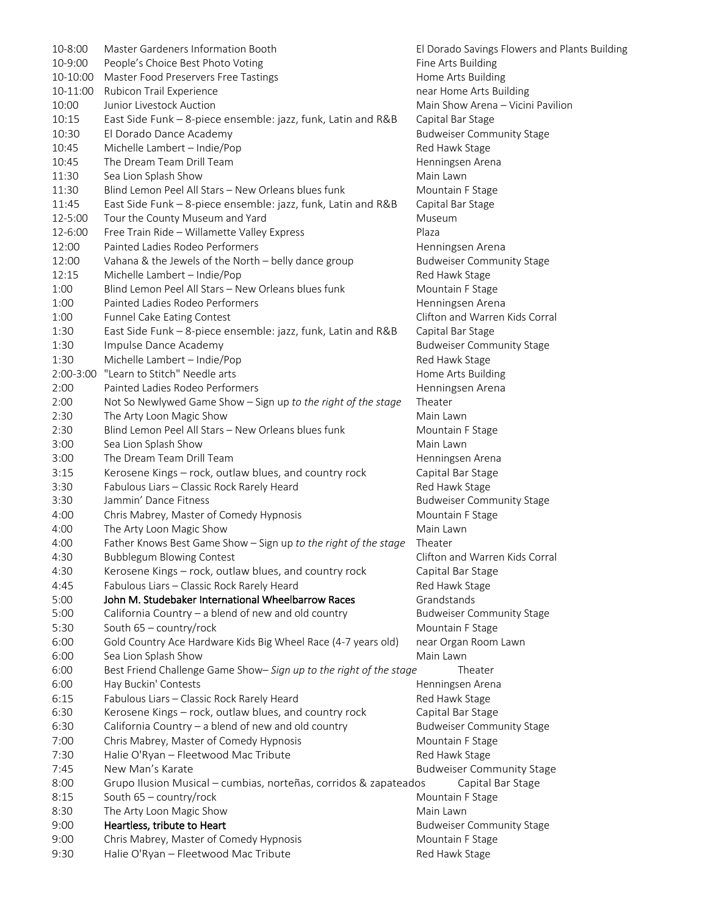| | | |
|---|---|---|
| 10-8:00 | Master Gardeners Information Booth | El Dorado Savings Flowers and Plants Building |
| 10-9:00 | People's Choice Best Photo Voting | Fine Arts Building |
| 10-10:00 | Master Food Preservers Free Tastings | Home Arts Building |
| 10-11:00 | Rubicon Trail Experience | near Home Arts Building |
| 10:00 | Junior Livestock Auction | Main Show Arena – Vicini Pavilion |
| 10:15 | East Side Funk – 8-piece ensemble: jazz, funk, Latin and R&B | Capital Bar Stage |
| 10:30 | El Dorado Dance Academy | Budweiser Community Stage |
| 10:45 | Michelle Lambert – Indie/Pop | Red Hawk Stage |
| 10:45 | The Dream Team Drill Team | Henningsen Arena |
| 11:30 | Sea Lion Splash Show | Main Lawn |
| 11:30 | Blind Lemon Peel All Stars – New Orleans blues funk | Mountain F Stage |
| 11:45 | East Side Funk – 8-piece ensemble: jazz, funk, Latin and R&B | Capital Bar Stage |
| 12-5:00 | Tour the County Museum and Yard | Museum |
| 12-6:00 | Free Train Ride – Willamette Valley Express | Plaza |
| 12:00 | Painted Ladies Rodeo Performers | Henningsen Arena |
| 12:00 | Vahana & the Jewels of the North – belly dance group | Budweiser Community Stage |
| 12:15 | Michelle Lambert – Indie/Pop | Red Hawk Stage |
| 1:00 | Blind Lemon Peel All Stars – New Orleans blues funk | Mountain F Stage |
| 1:00 | Painted Ladies Rodeo Performers | Henningsen Arena |
| 1:00 | Funnel Cake Eating Contest | Clifton and Warren Kids Corral |
| 1:30 | East Side Funk – 8-piece ensemble: jazz, funk, Latin and R&B | Capital Bar Stage |
| 1:30 | Impulse Dance Academy | Budweiser Community Stage |
| 1:30 | Michelle Lambert – Indie/Pop | Red Hawk Stage |
| 2:00-3:00 | "Learn to Stitch" Needle arts | Home Arts Building |
| 2:00 | Painted Ladies Rodeo Performers | Henningsen Arena |
| 2:00 | Not So Newlywed Game Show – Sign up *to the right of the stage* | Theater |
| 2:30 | The Arty Loon Magic Show | Main Lawn |
| 2:30 | Blind Lemon Peel All Stars – New Orleans blues funk | Mountain F Stage |
| 3:00 | Sea Lion Splash Show | Main Lawn |
| 3:00 | The Dream Team Drill Team | Henningsen Arena |
| 3:15 | Kerosene Kings – rock, outlaw blues, and country rock | Capital Bar Stage |
| 3:30 | Fabulous Liars – Classic Rock Rarely Heard | Red Hawk Stage |
| 3:30 | Jammin' Dance Fitness | Budweiser Community Stage |
| 4:00 | Chris Mabrey, Master of Comedy Hypnosis | Mountain F Stage |
| 4:00 | The Arty Loon Magic Show | Main Lawn |
| 4:00 | Father Knows Best Game Show – Sign up *to the right of the stage* | Theater |
| 4:30 | Bubblegum Blowing Contest | Clifton and Warren Kids Corral |
| 4:30 | Kerosene Kings – rock, outlaw blues, and country rock | Capital Bar Stage |
| 4:45 | Fabulous Liars – Classic Rock Rarely Heard | Red Hawk Stage |
| 5:00 | **John M. Studebaker International Wheelbarrow Races** | Grandstands |
| 5:00 | California Country – a blend of new and old country | Budweiser Community Stage |
| 5:30 | South 65 – country/rock | Mountain F Stage |
| 6:00 | Gold Country Ace Hardware Kids Big Wheel Race (4-7 years old) | near Organ Room Lawn |
| 6:00 | Sea Lion Splash Show | Main Lawn |
| 6:00 | Best Friend Challenge Game Show– *Sign up to the right of the stage* | Theater |
| 6:00 | Hay Buckin' Contests | Henningsen Arena |
| 6:15 | Fabulous Liars – Classic Rock Rarely Heard | Red Hawk Stage |
| 6:30 | Kerosene Kings – rock, outlaw blues, and country rock | Capital Bar Stage |
| 6:30 | California Country – a blend of new and old country | Budweiser Community Stage |
| 7:00 | Chris Mabrey, Master of Comedy Hypnosis | Mountain F Stage |
| 7:30 | Halie O'Ryan – Fleetwood Mac Tribute | Red Hawk Stage |
| 7:45 | New Man's Karate | Budweiser Community Stage |
| 8:00 | Grupo Ilusion Musical – cumbias, norteñas, corridos & zapateados | Capital Bar Stage |
| 8:15 | South 65 – country/rock | Mountain F Stage |
| 8:30 | The Arty Loon Magic Show | Main Lawn |
| 9:00 | **Heartless, tribute to Heart** | Budweiser Community Stage |
| 9:00 | Chris Mabrey, Master of Comedy Hypnosis | Mountain F Stage |
| 9:30 | Halie O'Ryan – Fleetwood Mac Tribute | Red Hawk Stage |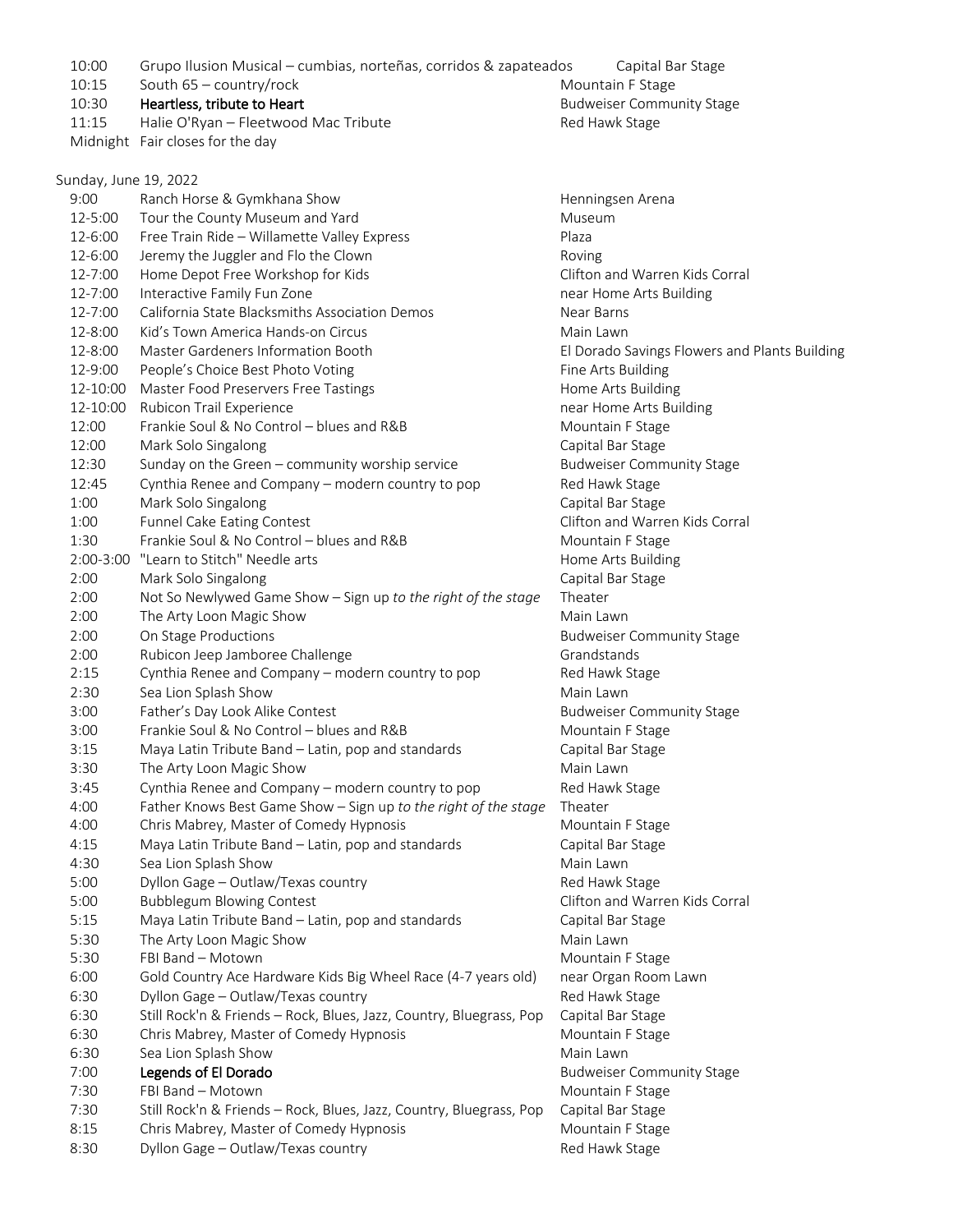| | | |
|---|---|---|
| 10:00 | Grupo Ilusion Musical – cumbias, norteñas, corridos & zapateados | Capital Bar Stage |
| 10:15 | South 65 – country/rock | Mountain F Stage |
| 10:30 | **Heartless, tribute to Heart** | Budweiser Community Stage |
| 11:15 | Halie O'Ryan – Fleetwood Mac Tribute | Red Hawk Stage |
| Midnight | Fair closes for the day | |

Sunday, June 19, 2022

| | | |
|---|---|---|
| 9:00 | Ranch Horse & Gymkhana Show | Henningsen Arena |
| 12-5:00 | Tour the County Museum and Yard | Museum |
| 12-6:00 | Free Train Ride – Willamette Valley Express | Plaza |
| 12-6:00 | Jeremy the Juggler and Flo the Clown | Roving |
| 12-7:00 | Home Depot Free Workshop for Kids | Clifton and Warren Kids Corral |
| 12-7:00 | Interactive Family Fun Zone | near Home Arts Building |
| 12-7:00 | California State Blacksmiths Association Demos | Near Barns |
| 12-8:00 | Kid's Town America Hands-on Circus | Main Lawn |
| 12-8:00 | Master Gardeners Information Booth | El Dorado Savings Flowers and Plants Building |
| 12-9:00 | People's Choice Best Photo Voting | Fine Arts Building |
| 12-10:00 | Master Food Preservers Free Tastings | Home Arts Building |
| 12-10:00 | Rubicon Trail Experience | near Home Arts Building |
| 12:00 | Frankie Soul & No Control – blues and R&B | Mountain F Stage |
| 12:00 | Mark Solo Singalong | Capital Bar Stage |
| 12:30 | Sunday on the Green – community worship service | Budweiser Community Stage |
| 12:45 | Cynthia Renee and Company – modern country to pop | Red Hawk Stage |
| 1:00 | Mark Solo Singalong | Capital Bar Stage |
| 1:00 | Funnel Cake Eating Contest | Clifton and Warren Kids Corral |
| 1:30 | Frankie Soul & No Control – blues and R&B | Mountain F Stage |
| 2:00-3:00 | "Learn to Stitch" Needle arts | Home Arts Building |
| 2:00 | Mark Solo Singalong | Capital Bar Stage |
| 2:00 | Not So Newlywed Game Show – Sign up *to the right of the stage* | Theater |
| 2:00 | The Arty Loon Magic Show | Main Lawn |
| 2:00 | On Stage Productions | Budweiser Community Stage |
| 2:00 | Rubicon Jeep Jamboree Challenge | Grandstands |
| 2:15 | Cynthia Renee and Company – modern country to pop | Red Hawk Stage |
| 2:30 | Sea Lion Splash Show | Main Lawn |
| 3:00 | Father's Day Look Alike Contest | Budweiser Community Stage |
| 3:00 | Frankie Soul & No Control – blues and R&B | Mountain F Stage |
| 3:15 | Maya Latin Tribute Band – Latin, pop and standards | Capital Bar Stage |
| 3:30 | The Arty Loon Magic Show | Main Lawn |
| 3:45 | Cynthia Renee and Company – modern country to pop | Red Hawk Stage |
| 4:00 | Father Knows Best Game Show – Sign up *to the right of the stage* | Theater |
| 4:00 | Chris Mabrey, Master of Comedy Hypnosis | Mountain F Stage |
| 4:15 | Maya Latin Tribute Band – Latin, pop and standards | Capital Bar Stage |
| 4:30 | Sea Lion Splash Show | Main Lawn |
| 5:00 | Dyllon Gage – Outlaw/Texas country | Red Hawk Stage |
| 5:00 | Bubblegum Blowing Contest | Clifton and Warren Kids Corral |
| 5:15 | Maya Latin Tribute Band – Latin, pop and standards | Capital Bar Stage |
| 5:30 | The Arty Loon Magic Show | Main Lawn |
| 5:30 | FBI Band – Motown | Mountain F Stage |
| 6:00 | Gold Country Ace Hardware Kids Big Wheel Race (4-7 years old) | near Organ Room Lawn |
| 6:30 | Dyllon Gage – Outlaw/Texas country | Red Hawk Stage |
| 6:30 | Still Rock'n & Friends – Rock, Blues, Jazz, Country, Bluegrass, Pop | Capital Bar Stage |
| 6:30 | Chris Mabrey, Master of Comedy Hypnosis | Mountain F Stage |
| 6:30 | Sea Lion Splash Show | Main Lawn |
| 7:00 | **Legends of El Dorado** | Budweiser Community Stage |
| 7:30 | FBI Band – Motown | Mountain F Stage |
| 7:30 | Still Rock'n & Friends – Rock, Blues, Jazz, Country, Bluegrass, Pop | Capital Bar Stage |
| 8:15 | Chris Mabrey, Master of Comedy Hypnosis | Mountain F Stage |
| 8:30 | Dyllon Gage – Outlaw/Texas country | Red Hawk Stage |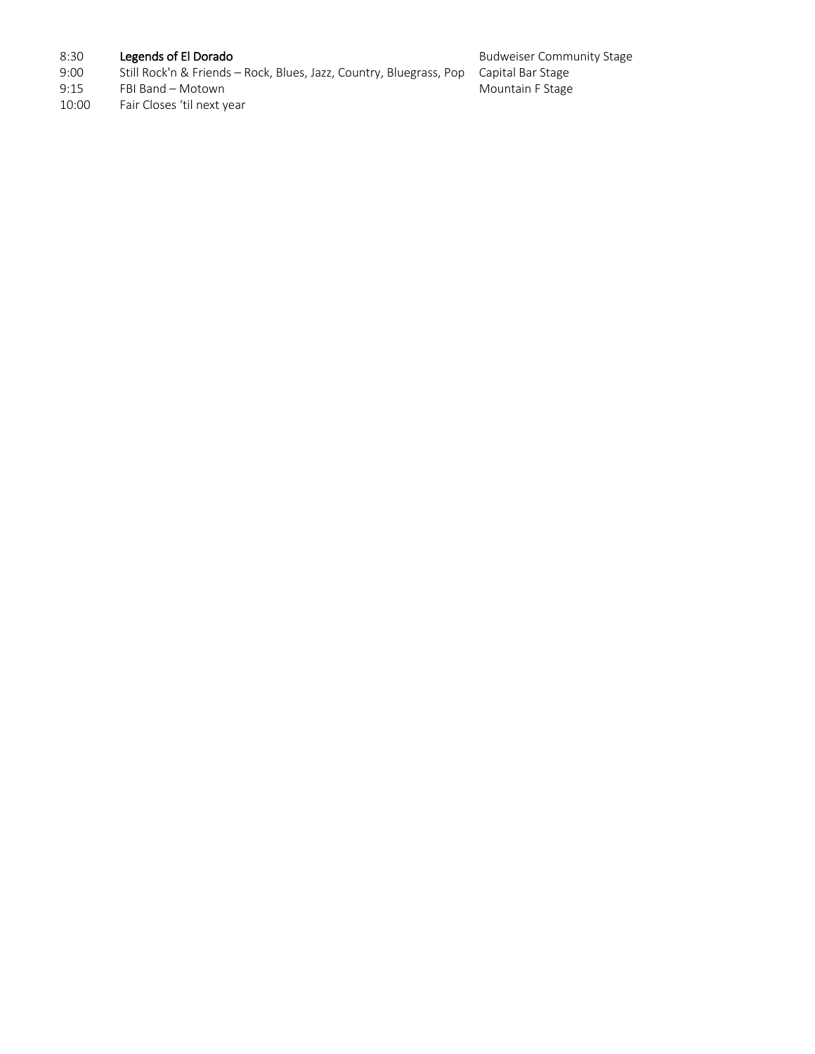| | | |
|---|---|---|
| 8:30 | **Legends of El Dorado** | Budweiser Community Stage |
| 9:00 | Still Rock'n & Friends – Rock, Blues, Jazz, Country, Bluegrass, Pop | Capital Bar Stage |
| 9:15 | FBI Band – Motown | Mountain F Stage |
| 10:00 | Fair Closes 'til next year | |